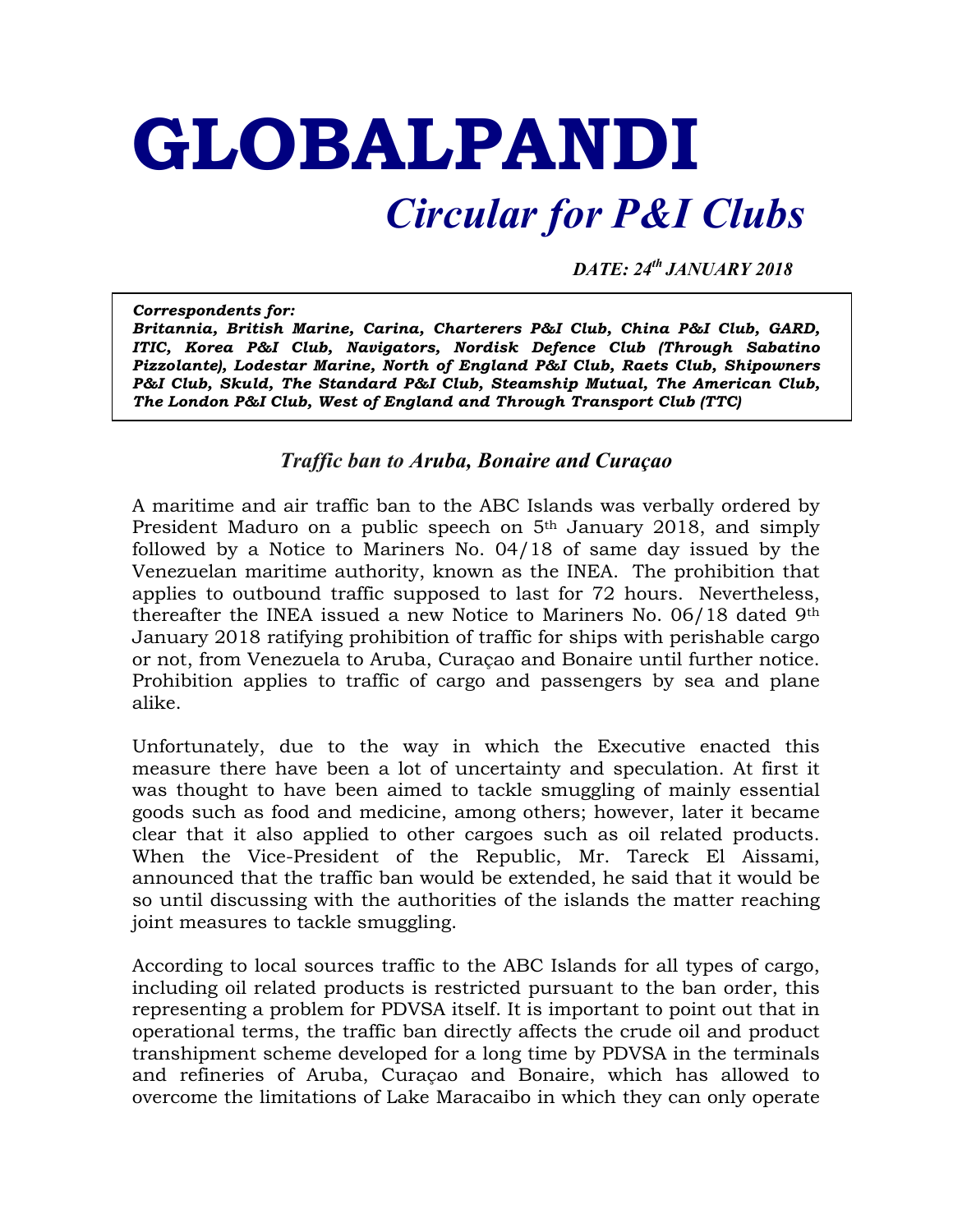# GLOBALPANDI

## *Circular for P&I Clubs*

***DATE: 24th JANUARY 2018***

> ***Correspondents for:***
> ***Britannia, British Marine, Carina, Charterers P&I Club, China P&I Club, GARD, ITIC, Korea P&I Club, Navigators, Nordisk Defence Club (Through Sabatino Pizzolante), Lodestar Marine, North of England P&I Club, Raets Club, Shipowners P&I Club, Skuld, The Standard P&I Club, Steamship Mutual, The American Club, The London P&I Club, West of England and Through Transport Club (TTC)***

### *Traffic ban to Aruba, Bonaire and Curaçao*

A maritime and air traffic ban to the ABC Islands was verbally ordered by President Maduro on a public speech on 5th January 2018, and simply followed by a Notice to Mariners No. 04/18 of same day issued by the Venezuelan maritime authority, known as the INEA. The prohibition that applies to outbound traffic supposed to last for 72 hours. Nevertheless, thereafter the INEA issued a new Notice to Mariners No. 06/18 dated 9th January 2018 ratifying prohibition of traffic for ships with perishable cargo or not, from Venezuela to Aruba, Curaçao and Bonaire until further notice. Prohibition applies to traffic of cargo and passengers by sea and plane alike.

Unfortunately, due to the way in which the Executive enacted this measure there have been a lot of uncertainty and speculation. At first it was thought to have been aimed to tackle smuggling of mainly essential goods such as food and medicine, among others; however, later it became clear that it also applied to other cargoes such as oil related products. When the Vice-President of the Republic, Mr. Tareck El Aissami, announced that the traffic ban would be extended, he said that it would be so until discussing with the authorities of the islands the matter reaching joint measures to tackle smuggling.

According to local sources traffic to the ABC Islands for all types of cargo, including oil related products is restricted pursuant to the ban order, this representing a problem for PDVSA itself. It is important to point out that in operational terms, the traffic ban directly affects the crude oil and product transhipment scheme developed for a long time by PDVSA in the terminals and refineries of Aruba, Curaçao and Bonaire, which has allowed to overcome the limitations of Lake Maracaibo in which they can only operate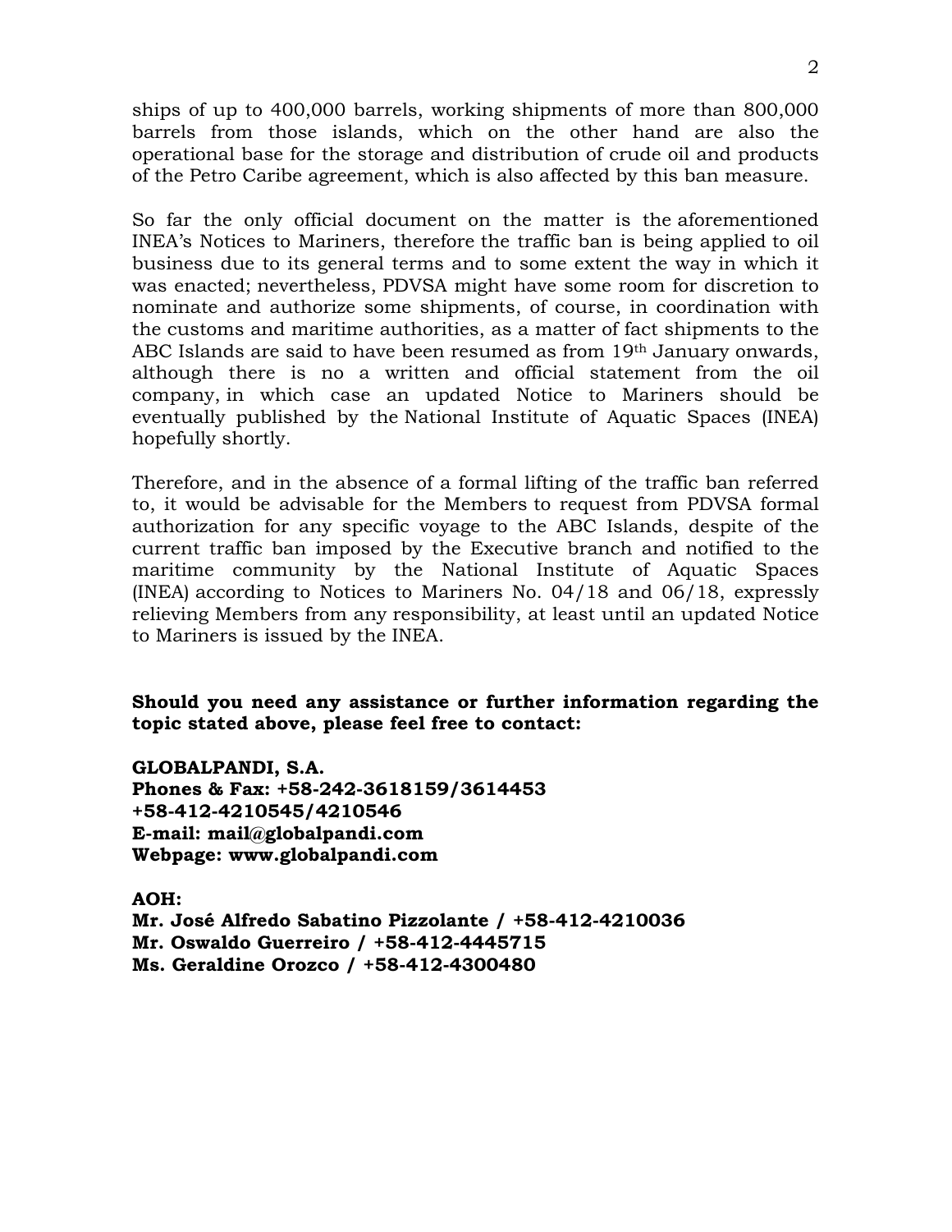ships of up to 400,000 barrels, working shipments of more than 800,000 barrels from those islands, which on the other hand are also the operational base for the storage and distribution of crude oil and products of the Petro Caribe agreement, which is also affected by this ban measure.

So far the only official document on the matter is the aforementioned INEA's Notices to Mariners, therefore the traffic ban is being applied to oil business due to its general terms and to some extent the way in which it was enacted; nevertheless, PDVSA might have some room for discretion to nominate and authorize some shipments, of course, in coordination with the customs and maritime authorities, as a matter of fact shipments to the ABC Islands are said to have been resumed as from 19th January onwards, although there is no a written and official statement from the oil company, in which case an updated Notice to Mariners should be eventually published by the National Institute of Aquatic Spaces (INEA) hopefully shortly.

Therefore, and in the absence of a formal lifting of the traffic ban referred to, it would be advisable for the Members to request from PDVSA formal authorization for any specific voyage to the ABC Islands, despite of the current traffic ban imposed by the Executive branch and notified to the maritime community by the National Institute of Aquatic Spaces (INEA) according to Notices to Mariners No. 04/18 and 06/18, expressly relieving Members from any responsibility, at least until an updated Notice to Mariners is issued by the INEA.

**Should you need any assistance or further information regarding the topic stated above, please feel free to contact:**

**GLOBALPANDI, S.A.**
**Phones & Fax: +58-242-3618159/3614453**
**+58-412-4210545/4210546**
**E-mail: mail@globalpandi.com**
**Webpage: www.globalpandi.com**

**AOH:**
**Mr. José Alfredo Sabatino Pizzolante / +58-412-4210036**
**Mr. Oswaldo Guerreiro / +58-412-4445715**
**Ms. Geraldine Orozco / +58-412-4300480**